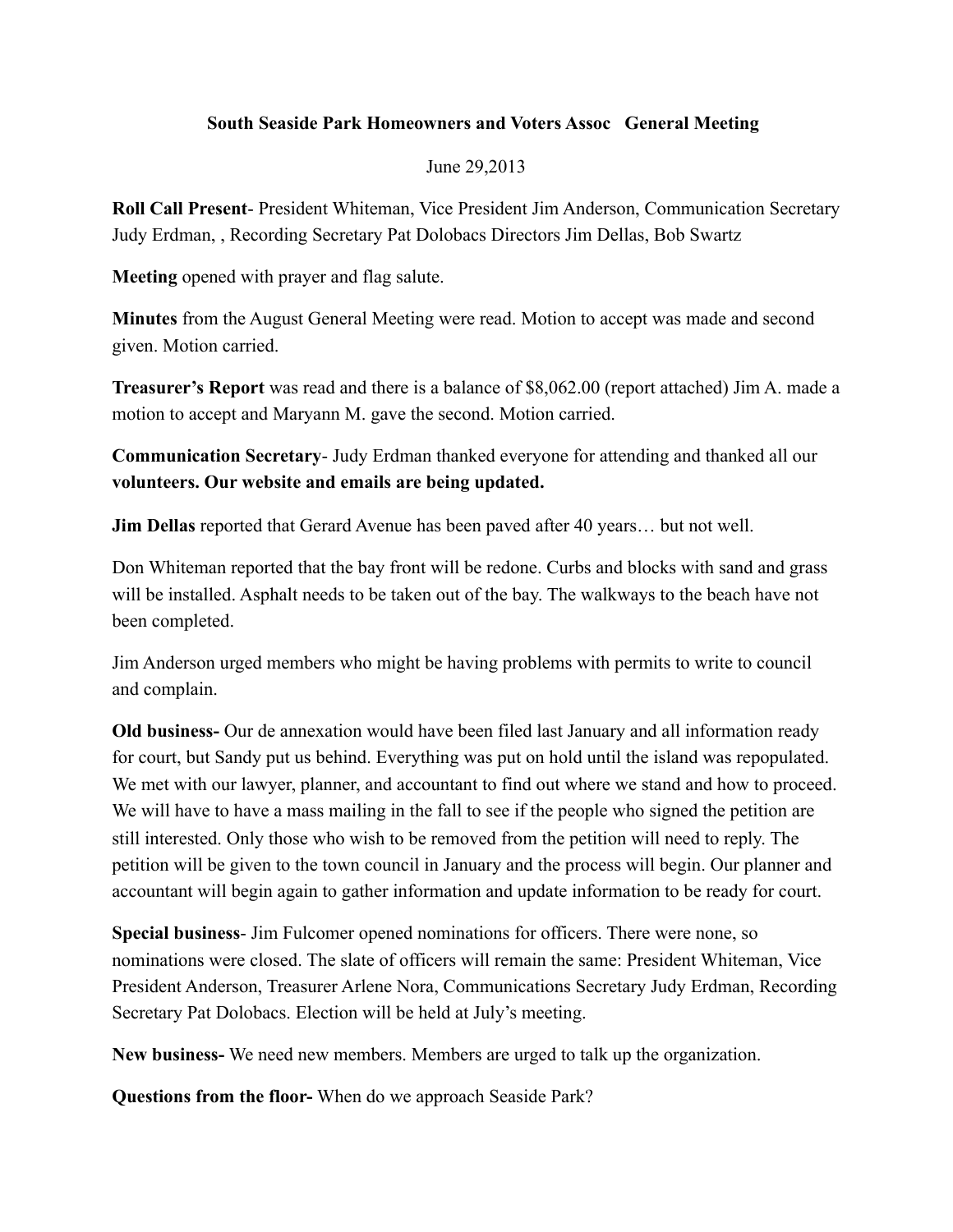**South Seaside Park Homeowners and Voters Assoc   General Meeting**

June 29,2013

**Roll Call Present**- President Whiteman, Vice President Jim Anderson, Communication Secretary Judy Erdman, , Recording Secretary Pat Dolobacs Directors Jim Dellas, Bob Swartz

**Meeting** opened with prayer and flag salute.

**Minutes** from the August General Meeting were read. Motion to accept was made and second given. Motion carried.

**Treasurer's Report** was read and there is a balance of $8,062.00 (report attached) Jim A. made a motion to accept and Maryann M. gave the second. Motion carried.

**Communication Secretary**- Judy Erdman thanked everyone for attending and thanked all our **volunteers. Our website and emails are being updated.**

**Jim Dellas** reported that Gerard Avenue has been paved after 40 years… but not well.

Don Whiteman reported that the bay front will be redone. Curbs and blocks with sand and grass will be installed. Asphalt needs to be taken out of the bay. The walkways to the beach have not been completed.

Jim Anderson urged members who might be having problems with permits to write to council and complain.

**Old business-** Our de annexation would have been filed last January and all information ready for court, but Sandy put us behind. Everything was put on hold until the island was repopulated. We met with our lawyer, planner, and accountant to find out where we stand and how to proceed. We will have to have a mass mailing in the fall to see if the people who signed the petition are still interested. Only those who wish to be removed from the petition will need to reply. The petition will be given to the town council in January and the process will begin. Our planner and accountant will begin again to gather information and update information to be ready for court.

**Special business**- Jim Fulcomer opened nominations for officers. There were none, so nominations were closed. The slate of officers will remain the same: President Whiteman, Vice President Anderson, Treasurer Arlene Nora, Communications Secretary Judy Erdman, Recording Secretary Pat Dolobacs. Election will be held at July's meeting.

**New business-** We need new members. Members are urged to talk up the organization.

**Questions from the floor-** When do we approach Seaside Park?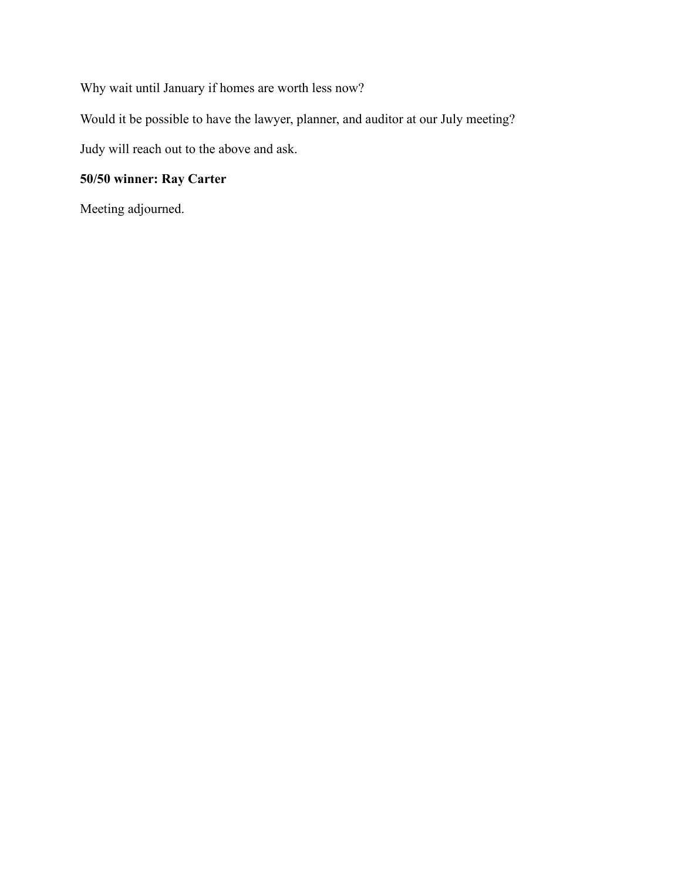Why wait until January if homes are worth less now?

Would it be possible to have the lawyer, planner, and auditor at our July meeting?

Judy will reach out to the above and ask.

**50/50 winner: Ray Carter**

Meeting adjourned.